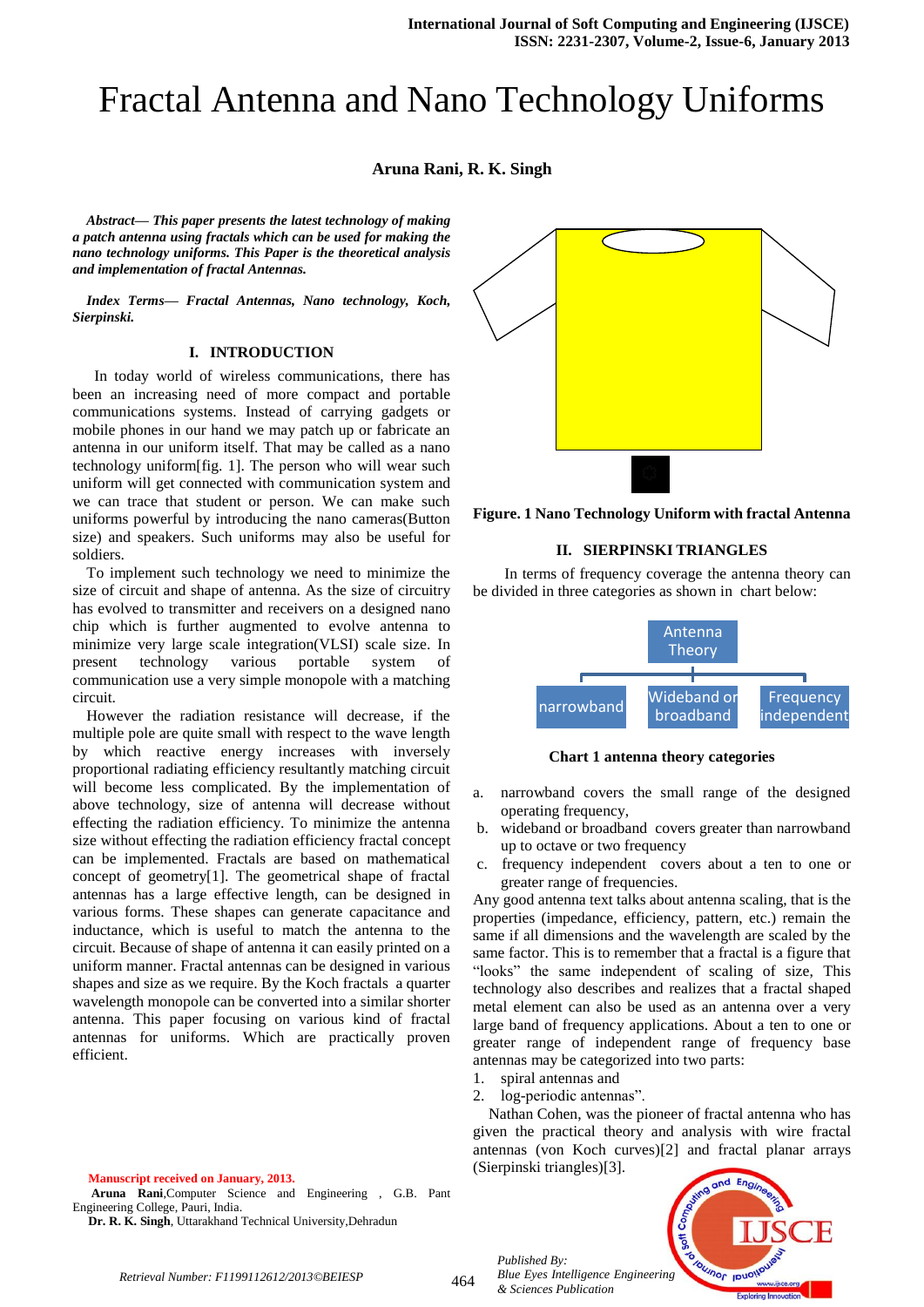# Fractal Antenna and Nano Technology Uniforms

**Aruna Rani, R. K. Singh**

***Abstract— This paper presents the latest technology of making a patch antenna using fractals which can be used for making the nano technology uniforms. This Paper is the theoretical analysis and implementation of fractal Antennas.***

***Index Terms— Fractal Antennas, Nano technology, Koch, Sierpinski.***

## I. INTRODUCTION

In today world of wireless communications, there has been an increasing need of more compact and portable communications systems. Instead of carrying gadgets or mobile phones in our hand we may patch up or fabricate an antenna in our uniform itself. That may be called as a nano technology uniform[fig. 1]. The person who will wear such uniform will get connected with communication system and we can trace that student or person. We can make such uniforms powerful by introducing the nano cameras(Button size) and speakers. Such uniforms may also be useful for soldiers.

To implement such technology we need to minimize the size of circuit and shape of antenna. As the size of circuitry has evolved to transmitter and receivers on a designed nano chip which is further augmented to evolve antenna to minimize very large scale integration(VLSI) scale size. In present technology various portable system of communication use a very simple monopole with a matching circuit.

However the radiation resistance will decrease, if the multiple pole are quite small with respect to the wave length by which reactive energy increases with inversely proportional radiating efficiency resultantly matching circuit will become less complicated. By the implementation of above technology, size of antenna will decrease without effecting the radiation efficiency. To minimize the antenna size without effecting the radiation efficiency fractal concept can be implemented. Fractals are based on mathematical concept of geometry[1]. The geometrical shape of fractal antennas has a large effective length, can be designed in various forms. These shapes can generate capacitance and inductance, which is useful to match the antenna to the circuit. Because of shape of antenna it can easily printed on a uniform manner. Fractal antennas can be designed in various shapes and size as we require. By the Koch fractals a quarter wavelength monopole can be converted into a similar shorter antenna. This paper focusing on various kind of fractal antennas for uniforms. Which are practically proven efficient.

Manuscript received on January, 2013.

**Aruna Rani**,Computer Science and Engineering , G.B. Pant Engineering College, Pauri, India.

**Dr. R. K. Singh**, Uttarakhand Technical University,Dehradun

**Figure. 1 Nano Technology Uniform with fractal Antenna**

## II. SIERPINSKI TRIANGLES

In terms of frequency coverage the antenna theory can be divided in three categories as shown in chart below:

Antenna Theory → narrowband | Wideband or broadband | Frequency independent

**Chart 1 antenna theory categories**

a. narrowband covers the small range of the designed operating frequency,
b. wideband or broadband covers greater than narrowband up to octave or two frequency
c. frequency independent covers about a ten to one or greater range of frequencies.

Any good antenna text talks about antenna scaling, that is the properties (impedance, efficiency, pattern, etc.) remain the same if all dimensions and the wavelength are scaled by the same factor. This is to remember that a fractal is a figure that "looks" the same independent of scaling of size, This technology also describes and realizes that a fractal shaped metal element can also be used as an antenna over a very large band of frequency applications. About a ten to one or greater range of independent range of frequency base antennas may be categorized into two parts:

1. spiral antennas and
2. log-periodic antennas".

Nathan Cohen, was the pioneer of fractal antenna who has given the practical theory and analysis with wire fractal antennas (von Koch curves)[2] and fractal planar arrays (Sierpinski triangles)[3].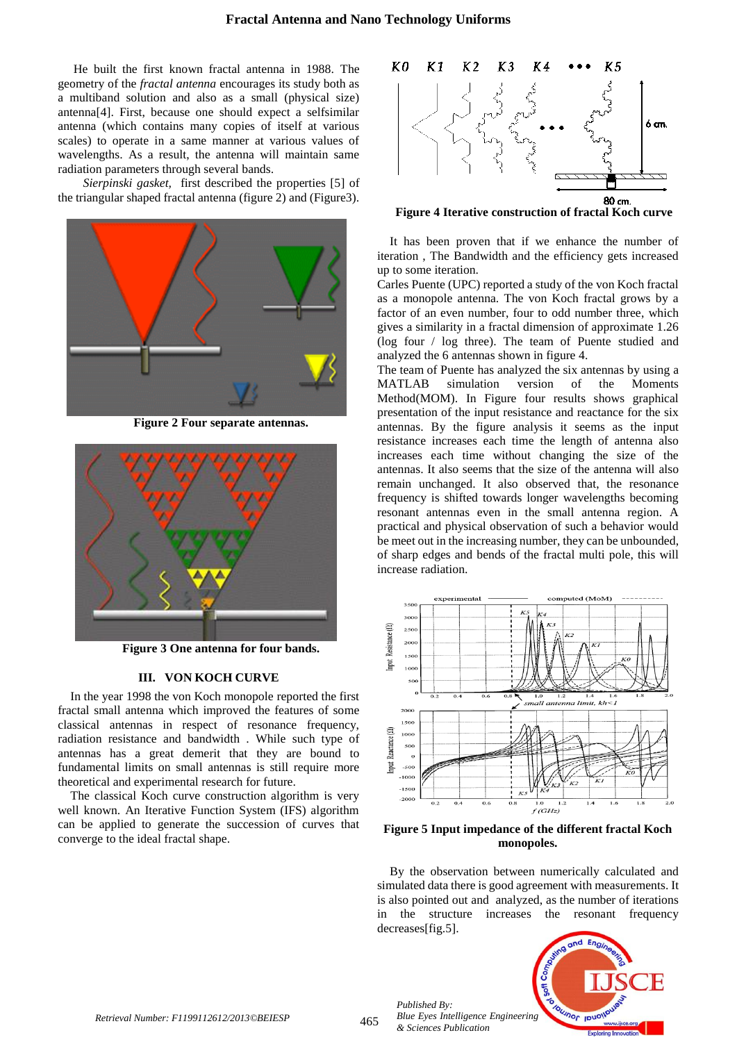He built the first known fractal antenna in 1988. The geometry of the *fractal antenna* encourages its study both as a multiband solution and also as a small (physical size) antenna[4]. First, because one should expect a selfsimilar antenna (which contains many copies of itself at various scales) to operate in a same manner at various values of wavelengths. As a result, the antenna will maintain same radiation parameters through several bands.

*Sierpinski gasket,* first described the properties [5] of the triangular shaped fractal antenna (figure 2) and (Figure3).

**Figure 2 Four separate antennas.**

**Figure 3 One antenna for four bands.**

## III. VON KOCH CURVE

In the year 1998 the von Koch monopole reported the first fractal small antenna which improved the features of some classical antennas in respect of resonance frequency, radiation resistance and bandwidth . While such type of antennas has a great demerit that they are bound to fundamental limits on small antennas is still require more theoretical and experimental research for future.

The classical Koch curve construction algorithm is very well known. An Iterative Function System (IFS) algorithm can be applied to generate the succession of curves that converge to the ideal fractal shape.

**Figure 4 Iterative construction of fractal Koch curve**

It has been proven that if we enhance the number of iteration , The Bandwidth and the efficiency gets increased up to some iteration.

Carles Puente (UPC) reported a study of the von Koch fractal as a monopole antenna. The von Koch fractal grows by a factor of an even number, four to odd number three, which gives a similarity in a fractal dimension of approximate 1.26 (log four / log three). The team of Puente studied and analyzed the 6 antennas shown in figure 4.

The team of Puente has analyzed the six antennas by using a MATLAB simulation version of the Moments Method(MOM). In Figure four results shows graphical presentation of the input resistance and reactance for the six antennas. By the figure analysis it seems as the input resistance increases each time the length of antenna also increases each time without changing the size of the antennas. It also seems that the size of the antenna will also remain unchanged. It also observed that, the resonance frequency is shifted towards longer wavelengths becoming resonant antennas even in the small antenna region. A practical and physical observation of such a behavior would be meet out in the increasing number, they can be unbounded, of sharp edges and bends of the fractal multi pole, this will increase radiation.

**Figure 5 Input impedance of the different fractal Koch monopoles.**

By the observation between numerically calculated and simulated data there is good agreement with measurements. It is also pointed out and analyzed, as the number of iterations in the structure increases the resonant frequency decreases[fig.5].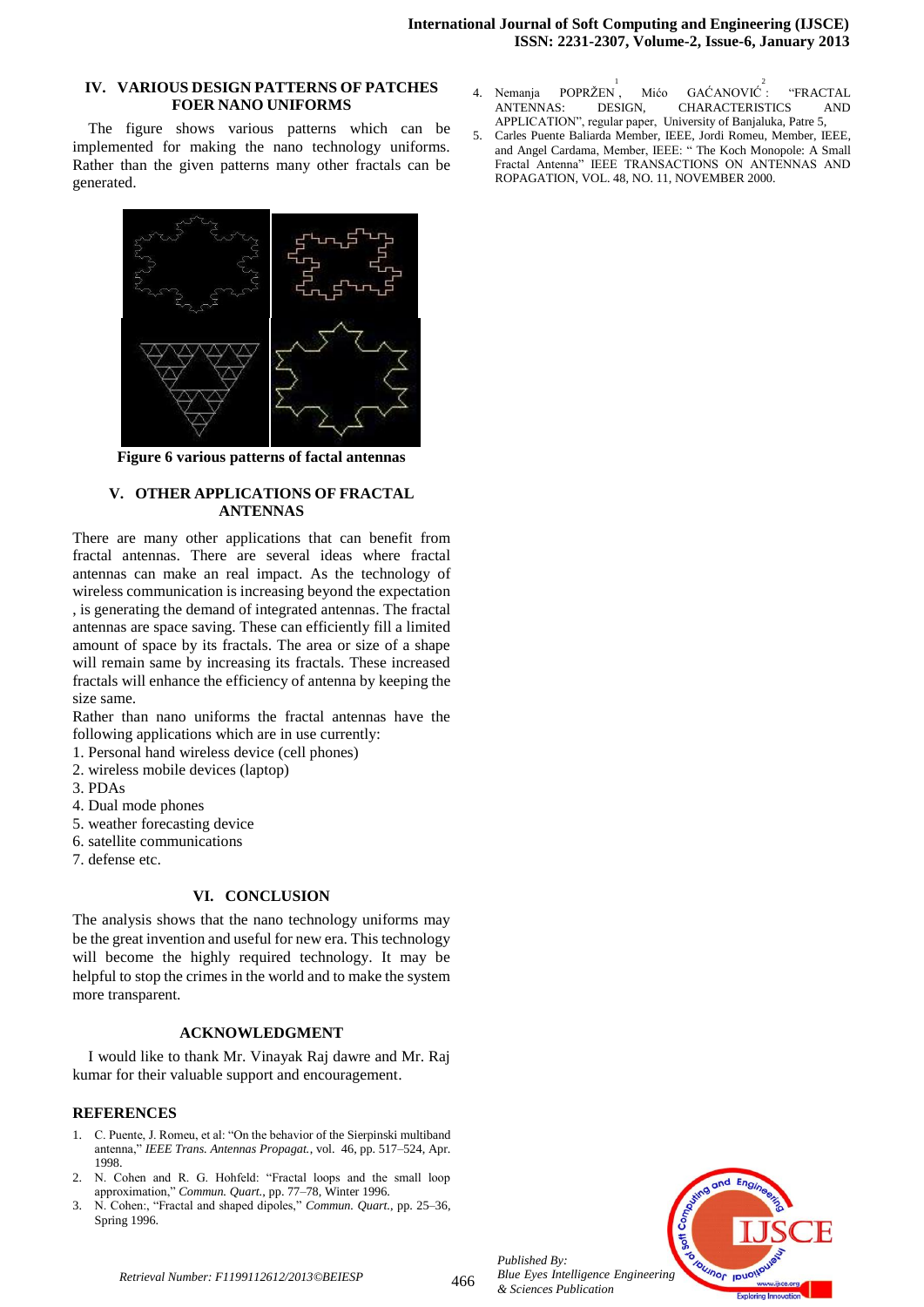## IV. VARIOUS DESIGN PATTERNS OF PATCHES FOER NANO UNIFORMS

The figure shows various patterns which can be implemented for making the nano technology uniforms. Rather than the given patterns many other fractals can be generated.

**Figure 6 various patterns of factal antennas**

## V. OTHER APPLICATIONS OF FRACTAL ANTENNAS

There are many other applications that can benefit from fractal antennas. There are several ideas where fractal antennas can make an real impact. As the technology of wireless communication is increasing beyond the expectation , is generating the demand of integrated antennas. The fractal antennas are space saving. These can efficiently fill a limited amount of space by its fractals. The area or size of a shape will remain same by increasing its fractals. These increased fractals will enhance the efficiency of antenna by keeping the size same.

Rather than nano uniforms the fractal antennas have the following applications which are in use currently:

1. Personal hand wireless device (cell phones)
2. wireless mobile devices (laptop)
3. PDAs
4. Dual mode phones
5. weather forecasting device
6. satellite communications
7. defense etc.

## VI. CONCLUSION

The analysis shows that the nano technology uniforms may be the great invention and useful for new era. This technology will become the highly required technology. It may be helpful to stop the crimes in the world and to make the system more transparent.

## ACKNOWLEDGMENT

I would like to thank Mr. Vinayak Raj dawre and Mr. Raj kumar for their valuable support and encouragement.

## REFERENCES

1. C. Puente, J. Romeu, et al: "On the behavior of the Sierpinski multiband antenna," *IEEE Trans. Antennas Propagat.*, vol. 46, pp. 517–524, Apr. 1998.
2. N. Cohen and R. G. Hohfeld: "Fractal loops and the small loop approximation," *Commun. Quart.*, pp. 77–78, Winter 1996.
3. N. Cohen:, "Fractal and shaped dipoles," *Commun. Quart.*, pp. 25–36, Spring 1996.
4. Nemanja POPRŽEN[1], Mićo GAĆANOVIĆ[2]: "FRACTAL ANTENNAS: DESIGN, CHARACTERISTICS AND APPLICATION", regular paper, University of Banjaluka, Patre 5,
5. Carles Puente Baliarda Member, IEEE, Jordi Romeu, Member, IEEE, and Angel Cardama, Member, IEEE: " The Koch Monopole: A Small Fractal Antenna" IEEE TRANSACTIONS ON ANTENNAS AND ROPAGATION, VOL. 48, NO. 11, NOVEMBER 2000.